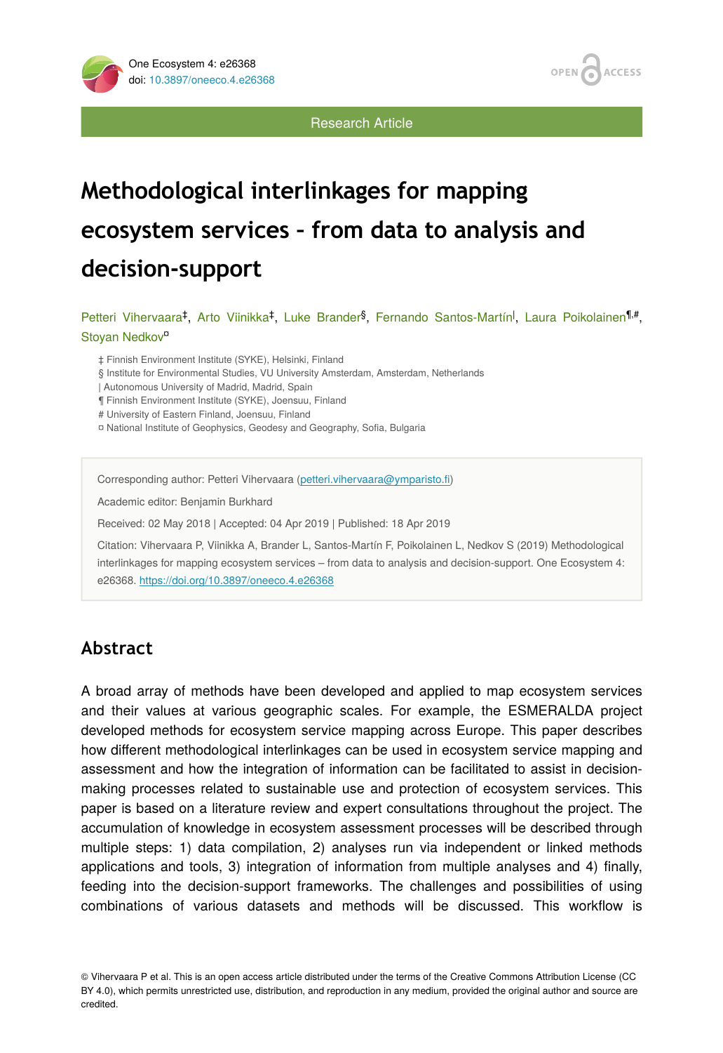Research Article

# Methodological interlinkages for mapping ecosystem services – from data to analysis and decision-support

Petteri Vihervaara[‡], Arto Viinikka[‡], Luke Brander[§], Fernando Santos-Martín[|], Laura Poikolainen[¶,#], Stoyan Nedkov[¤]

‡ Finnish Environment Institute (SYKE), Helsinki, Finland
§ Institute for Environmental Studies, VU University Amsterdam, Amsterdam, Netherlands
| Autonomous University of Madrid, Madrid, Spain
¶ Finnish Environment Institute (SYKE), Joensuu, Finland
# University of Eastern Finland, Joensuu, Finland
¤ National Institute of Geophysics, Geodesy and Geography, Sofia, Bulgaria

Corresponding author: Petteri Vihervaara (petteri.vihervaara@ymparisto.fi)

Academic editor: Benjamin Burkhard

Received: 02 May 2018 | Accepted: 04 Apr 2019 | Published: 18 Apr 2019

Citation: Vihervaara P, Viinikka A, Brander L, Santos-Martín F, Poikolainen L, Nedkov S (2019) Methodological interlinkages for mapping ecosystem services – from data to analysis and decision-support. One Ecosystem 4: e26368. https://doi.org/10.3897/oneeco.4.e26368

## Abstract

A broad array of methods have been developed and applied to map ecosystem services and their values at various geographic scales. For example, the ESMERALDA project developed methods for ecosystem service mapping across Europe. This paper describes how different methodological interlinkages can be used in ecosystem service mapping and assessment and how the integration of information can be facilitated to assist in decision-making processes related to sustainable use and protection of ecosystem services. This paper is based on a literature review and expert consultations throughout the project. The accumulation of knowledge in ecosystem assessment processes will be described through multiple steps: 1) data compilation, 2) analyses run via independent or linked methods applications and tools, 3) integration of information from multiple analyses and 4) finally, feeding into the decision-support frameworks. The challenges and possibilities of using combinations of various datasets and methods will be discussed. This workflow is

© Vihervaara P et al. This is an open access article distributed under the terms of the Creative Commons Attribution License (CC BY 4.0), which permits unrestricted use, distribution, and reproduction in any medium, provided the original author and source are credited.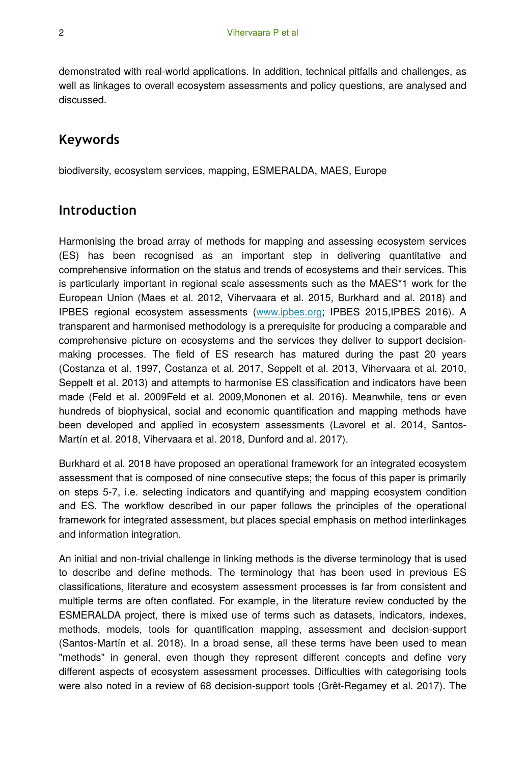demonstrated with real-world applications. In addition, technical pitfalls and challenges, as well as linkages to overall ecosystem assessments and policy questions, are analysed and discussed.

## Keywords

biodiversity, ecosystem services, mapping, ESMERALDA, MAES, Europe

## Introduction

Harmonising the broad array of methods for mapping and assessing ecosystem services (ES) has been recognised as an important step in delivering quantitative and comprehensive information on the status and trends of ecosystems and their services. This is particularly important in regional scale assessments such as the MAES*1 work for the European Union (Maes et al. 2012, Vihervaara et al. 2015, Burkhard and al. 2018) and IPBES regional ecosystem assessments (www.ipbes.org; IPBES 2015,IPBES 2016). A transparent and harmonised methodology is a prerequisite for producing a comparable and comprehensive picture on ecosystems and the services they deliver to support decision-making processes. The field of ES research has matured during the past 20 years (Costanza et al. 1997, Costanza et al. 2017, Seppelt et al. 2013, Vihervaara et al. 2010, Seppelt et al. 2013) and attempts to harmonise ES classification and indicators have been made (Feld et al. 2009Feld et al. 2009,Mononen et al. 2016). Meanwhile, tens or even hundreds of biophysical, social and economic quantification and mapping methods have been developed and applied in ecosystem assessments (Lavorel et al. 2014, Santos-Martín et al. 2018, Vihervaara et al. 2018, Dunford and al. 2017).

Burkhard et al. 2018 have proposed an operational framework for an integrated ecosystem assessment that is composed of nine consecutive steps; the focus of this paper is primarily on steps 5-7, i.e. selecting indicators and quantifying and mapping ecosystem condition and ES. The workflow described in our paper follows the principles of the operational framework for integrated assessment, but places special emphasis on method interlinkages and information integration.

An initial and non-trivial challenge in linking methods is the diverse terminology that is used to describe and define methods. The terminology that has been used in previous ES classifications, literature and ecosystem assessment processes is far from consistent and multiple terms are often conflated. For example, in the literature review conducted by the ESMERALDA project, there is mixed use of terms such as datasets, indicators, indexes, methods, models, tools for quantification mapping, assessment and decision-support (Santos-Martín et al. 2018). In a broad sense, all these terms have been used to mean "methods" in general, even though they represent different concepts and define very different aspects of ecosystem assessment processes. Difficulties with categorising tools were also noted in a review of 68 decision-support tools (Grêt-Regamey et al. 2017). The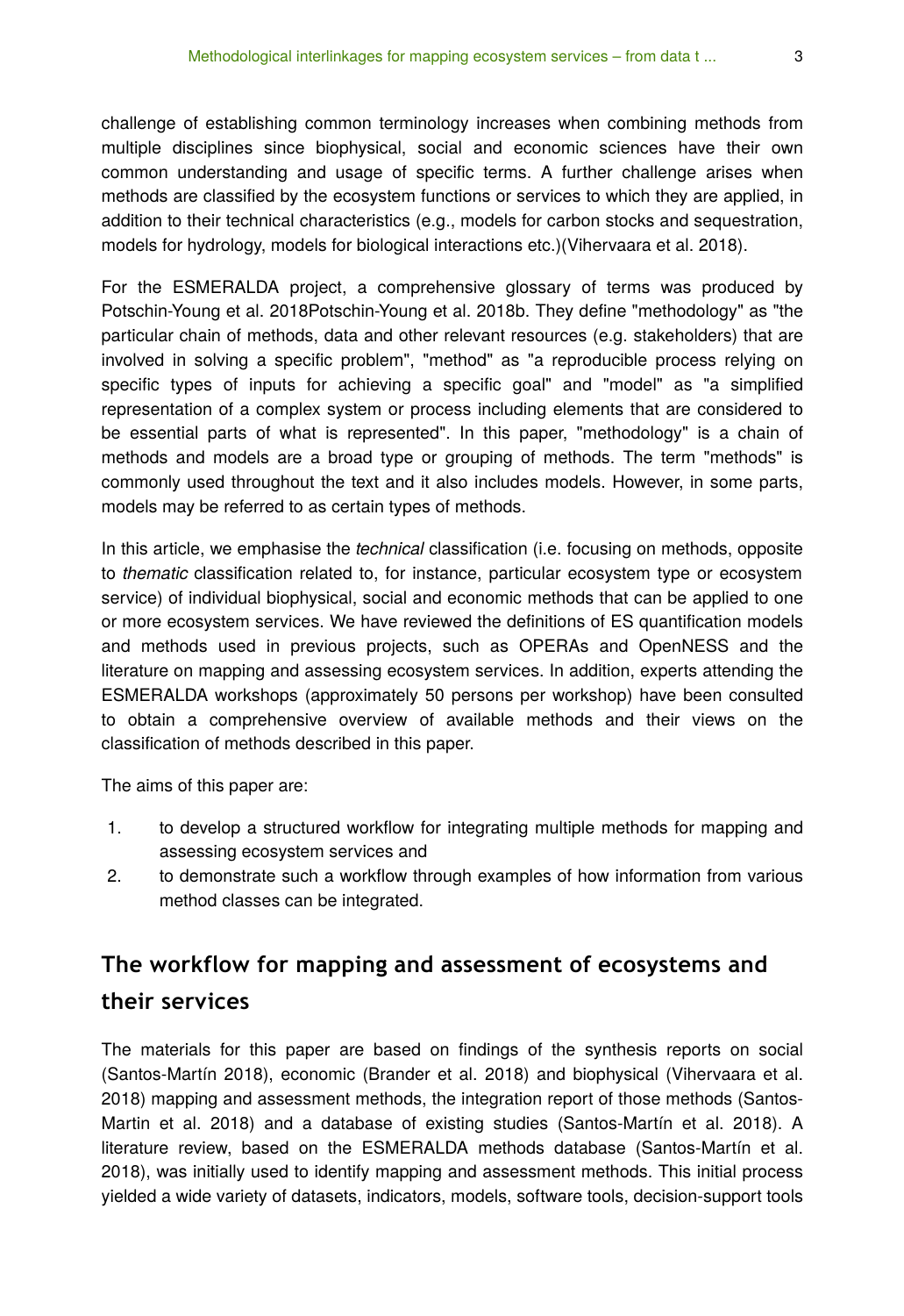challenge of establishing common terminology increases when combining methods from multiple disciplines since biophysical, social and economic sciences have their own common understanding and usage of specific terms. A further challenge arises when methods are classified by the ecosystem functions or services to which they are applied, in addition to their technical characteristics (e.g., models for carbon stocks and sequestration, models for hydrology, models for biological interactions etc.)(Vihervaara et al. 2018).

For the ESMERALDA project, a comprehensive glossary of terms was produced by Potschin-Young et al. 2018Potschin-Young et al. 2018b. They define "methodology" as "the particular chain of methods, data and other relevant resources (e.g. stakeholders) that are involved in solving a specific problem", "method" as "a reproducible process relying on specific types of inputs for achieving a specific goal" and "model" as "a simplified representation of a complex system or process including elements that are considered to be essential parts of what is represented". In this paper, "methodology" is a chain of methods and models are a broad type or grouping of methods. The term "methods" is commonly used throughout the text and it also includes models. However, in some parts, models may be referred to as certain types of methods.

In this article, we emphasise the *technical* classification (i.e. focusing on methods, opposite to *thematic* classification related to, for instance, particular ecosystem type or ecosystem service) of individual biophysical, social and economic methods that can be applied to one or more ecosystem services. We have reviewed the definitions of ES quantification models and methods used in previous projects, such as OPERAs and OpenNESS and the literature on mapping and assessing ecosystem services. In addition, experts attending the ESMERALDA workshops (approximately 50 persons per workshop) have been consulted to obtain a comprehensive overview of available methods and their views on the classification of methods described in this paper.

The aims of this paper are:

1. to develop a structured workflow for integrating multiple methods for mapping and assessing ecosystem services and
2. to demonstrate such a workflow through examples of how information from various method classes can be integrated.

## The workflow for mapping and assessment of ecosystems and their services

The materials for this paper are based on findings of the synthesis reports on social (Santos-Martín 2018), economic (Brander et al. 2018) and biophysical (Vihervaara et al. 2018) mapping and assessment methods, the integration report of those methods (Santos-Martin et al. 2018) and a database of existing studies (Santos-Martín et al. 2018). A literature review, based on the ESMERALDA methods database (Santos-Martín et al. 2018), was initially used to identify mapping and assessment methods. This initial process yielded a wide variety of datasets, indicators, models, software tools, decision-support tools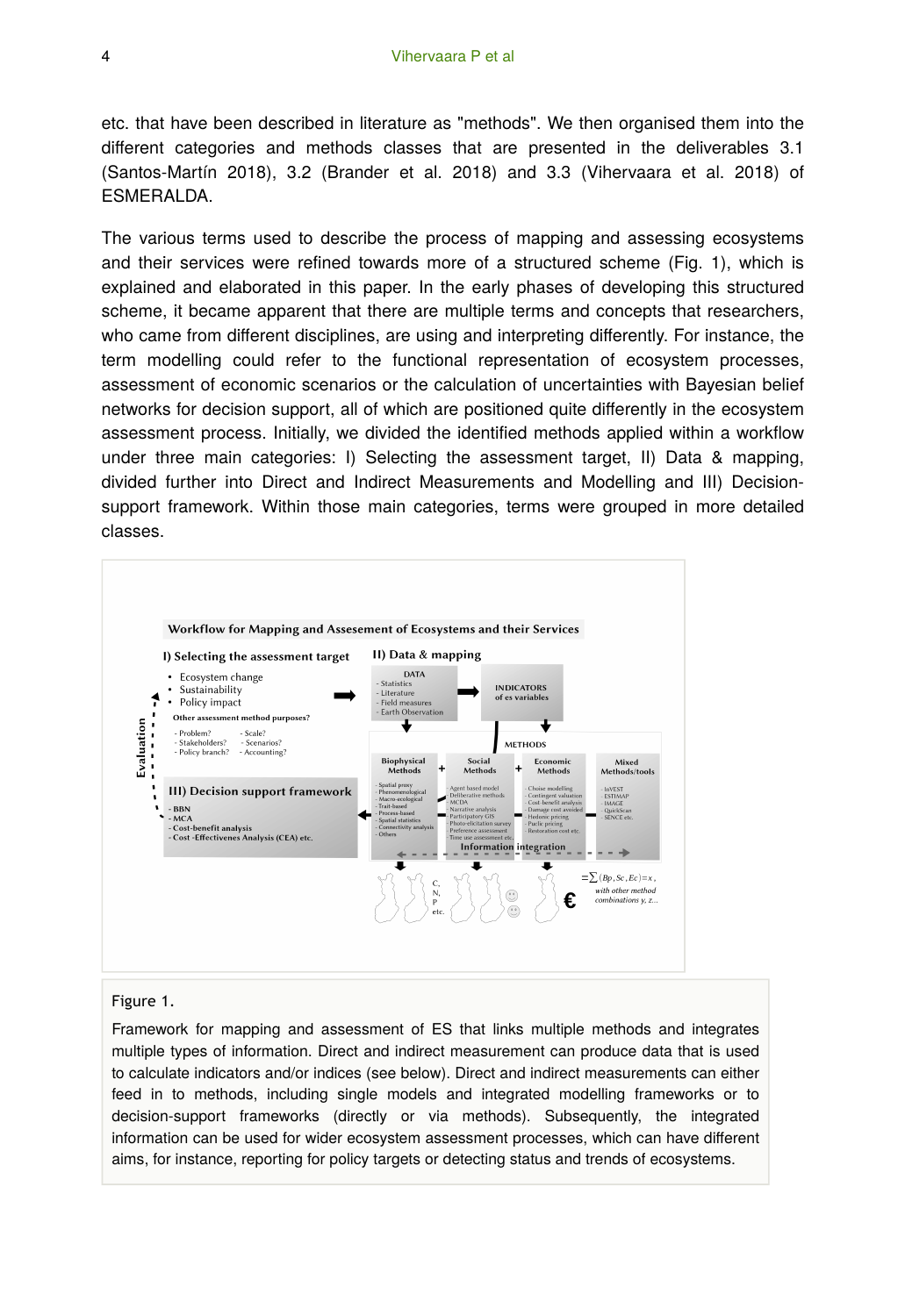etc. that have been described in literature as "methods". We then organised them into the different categories and methods classes that are presented in the deliverables 3.1 (Santos-Martín 2018), 3.2 (Brander et al. 2018) and 3.3 (Vihervaara et al. 2018) of ESMERALDA.

The various terms used to describe the process of mapping and assessing ecosystems and their services were refined towards more of a structured scheme (Fig. 1), which is explained and elaborated in this paper. In the early phases of developing this structured scheme, it became apparent that there are multiple terms and concepts that researchers, who came from different disciplines, are using and interpreting differently. For instance, the term modelling could refer to the functional representation of ecosystem processes, assessment of economic scenarios or the calculation of uncertainties with Bayesian belief networks for decision support, all of which are positioned quite differently in the ecosystem assessment process. Initially, we divided the identified methods applied within a workflow under three main categories: I) Selecting the assessment target, II) Data & mapping, divided further into Direct and Indirect Measurements and Modelling and III) Decision-support framework. Within those main categories, terms were grouped in more detailed classes.

Figure 1.

Framework for mapping and assessment of ES that links multiple methods and integrates multiple types of information. Direct and indirect measurement can produce data that is used to calculate indicators and/or indices (see below). Direct and indirect measurements can either feed in to methods, including single models and integrated modelling frameworks or to decision-support frameworks (directly or via methods). Subsequently, the integrated information can be used for wider ecosystem assessment processes, which can have different aims, for instance, reporting for policy targets or detecting status and trends of ecosystems.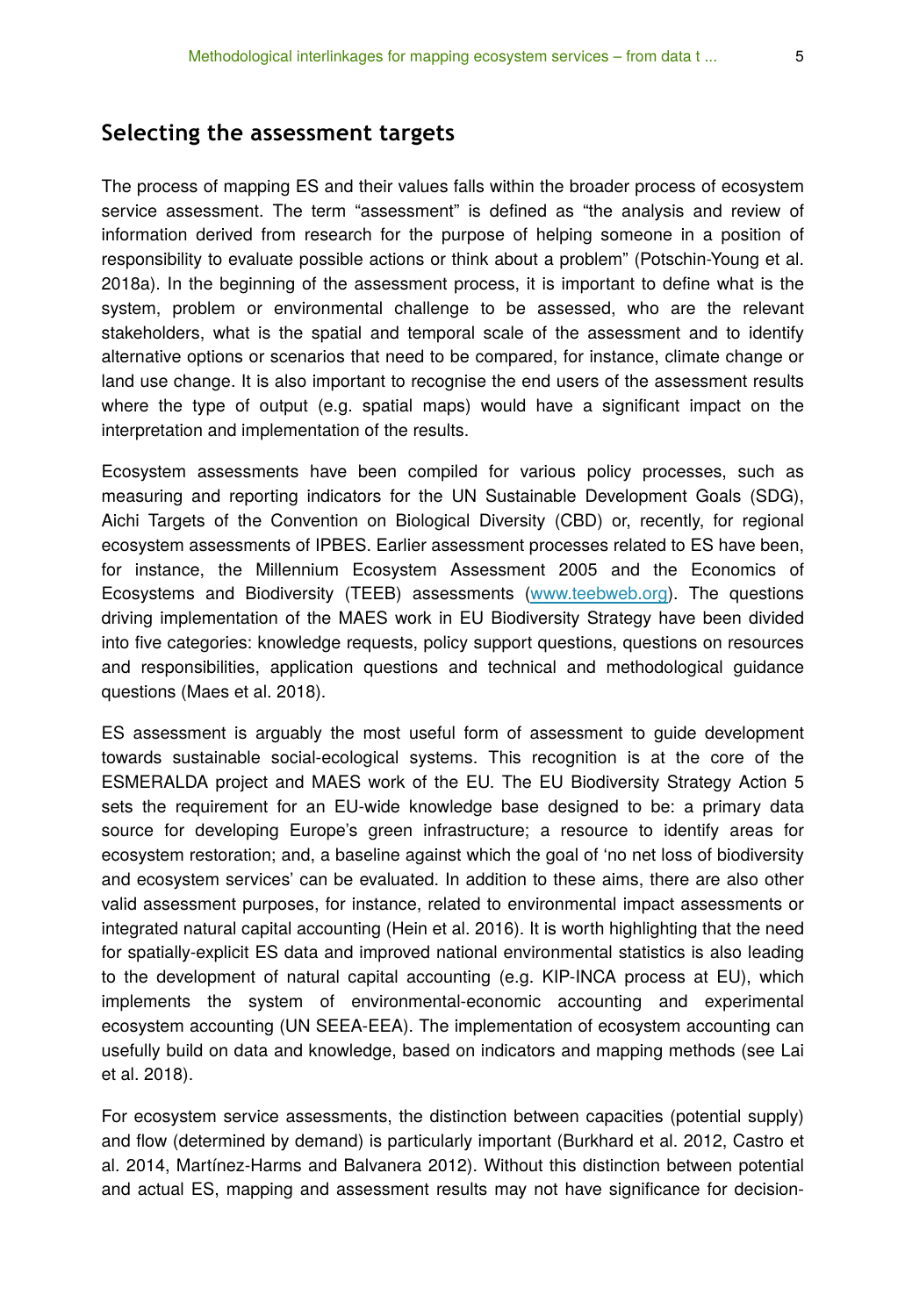## Selecting the assessment targets

The process of mapping ES and their values falls within the broader process of ecosystem service assessment. The term "assessment" is defined as "the analysis and review of information derived from research for the purpose of helping someone in a position of responsibility to evaluate possible actions or think about a problem" (Potschin-Young et al. 2018a). In the beginning of the assessment process, it is important to define what is the system, problem or environmental challenge to be assessed, who are the relevant stakeholders, what is the spatial and temporal scale of the assessment and to identify alternative options or scenarios that need to be compared, for instance, climate change or land use change. It is also important to recognise the end users of the assessment results where the type of output (e.g. spatial maps) would have a significant impact on the interpretation and implementation of the results.

Ecosystem assessments have been compiled for various policy processes, such as measuring and reporting indicators for the UN Sustainable Development Goals (SDG), Aichi Targets of the Convention on Biological Diversity (CBD) or, recently, for regional ecosystem assessments of IPBES. Earlier assessment processes related to ES have been, for instance, the Millennium Ecosystem Assessment 2005 and the Economics of Ecosystems and Biodiversity (TEEB) assessments (www.teebweb.org). The questions driving implementation of the MAES work in EU Biodiversity Strategy have been divided into five categories: knowledge requests, policy support questions, questions on resources and responsibilities, application questions and technical and methodological guidance questions (Maes et al. 2018).

ES assessment is arguably the most useful form of assessment to guide development towards sustainable social-ecological systems. This recognition is at the core of the ESMERALDA project and MAES work of the EU. The EU Biodiversity Strategy Action 5 sets the requirement for an EU-wide knowledge base designed to be: a primary data source for developing Europe's green infrastructure; a resource to identify areas for ecosystem restoration; and, a baseline against which the goal of 'no net loss of biodiversity and ecosystem services' can be evaluated. In addition to these aims, there are also other valid assessment purposes, for instance, related to environmental impact assessments or integrated natural capital accounting (Hein et al. 2016). It is worth highlighting that the need for spatially-explicit ES data and improved national environmental statistics is also leading to the development of natural capital accounting (e.g. KIP-INCA process at EU), which implements the system of environmental-economic accounting and experimental ecosystem accounting (UN SEEA-EEA). The implementation of ecosystem accounting can usefully build on data and knowledge, based on indicators and mapping methods (see Lai et al. 2018).

For ecosystem service assessments, the distinction between capacities (potential supply) and flow (determined by demand) is particularly important (Burkhard et al. 2012, Castro et al. 2014, Martínez-Harms and Balvanera 2012). Without this distinction between potential and actual ES, mapping and assessment results may not have significance for decision-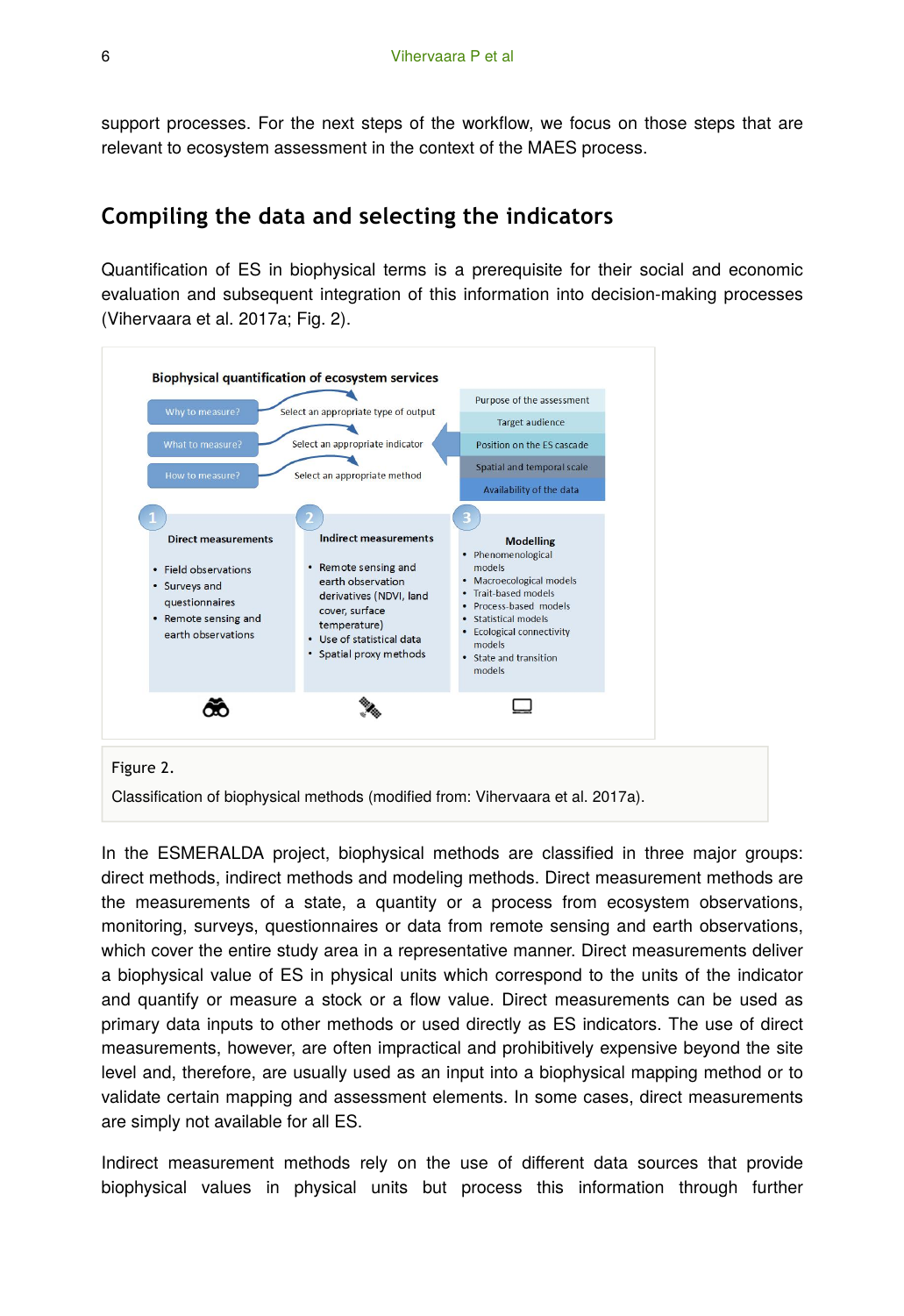support processes. For the next steps of the workflow, we focus on those steps that are relevant to ecosystem assessment in the context of the MAES process.

## Compiling the data and selecting the indicators

Quantification of ES in biophysical terms is a prerequisite for their social and economic evaluation and subsequent integration of this information into decision-making processes (Vihervaara et al. 2017a; Fig. 2).

Figure 2.

Classification of biophysical methods (modified from: Vihervaara et al. 2017a).

In the ESMERALDA project, biophysical methods are classified in three major groups: direct methods, indirect methods and modeling methods. Direct measurement methods are the measurements of a state, a quantity or a process from ecosystem observations, monitoring, surveys, questionnaires or data from remote sensing and earth observations, which cover the entire study area in a representative manner. Direct measurements deliver a biophysical value of ES in physical units which correspond to the units of the indicator and quantify or measure a stock or a flow value. Direct measurements can be used as primary data inputs to other methods or used directly as ES indicators. The use of direct measurements, however, are often impractical and prohibitively expensive beyond the site level and, therefore, are usually used as an input into a biophysical mapping method or to validate certain mapping and assessment elements. In some cases, direct measurements are simply not available for all ES.

Indirect measurement methods rely on the use of different data sources that provide biophysical values in physical units but process this information through further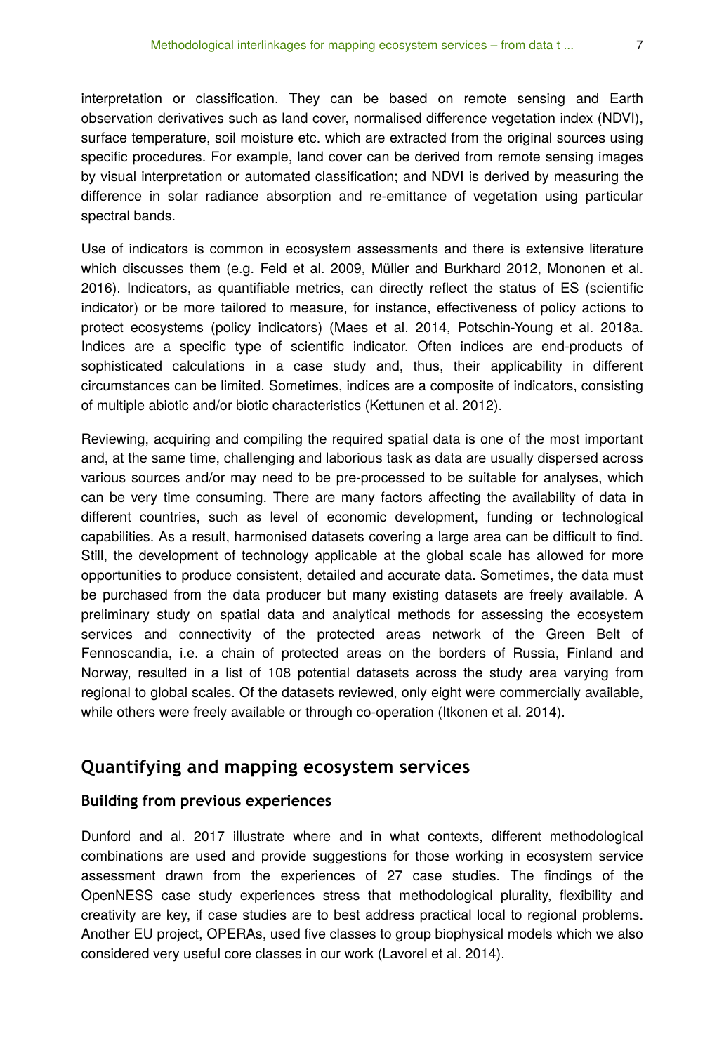interpretation or classification. They can be based on remote sensing and Earth observation derivatives such as land cover, normalised difference vegetation index (NDVI), surface temperature, soil moisture etc. which are extracted from the original sources using specific procedures. For example, land cover can be derived from remote sensing images by visual interpretation or automated classification; and NDVI is derived by measuring the difference in solar radiance absorption and re-emittance of vegetation using particular spectral bands.

Use of indicators is common in ecosystem assessments and there is extensive literature which discusses them (e.g. Feld et al. 2009, Müller and Burkhard 2012, Mononen et al. 2016). Indicators, as quantifiable metrics, can directly reflect the status of ES (scientific indicator) or be more tailored to measure, for instance, effectiveness of policy actions to protect ecosystems (policy indicators) (Maes et al. 2014, Potschin-Young et al. 2018a. Indices are a specific type of scientific indicator. Often indices are end-products of sophisticated calculations in a case study and, thus, their applicability in different circumstances can be limited. Sometimes, indices are a composite of indicators, consisting of multiple abiotic and/or biotic characteristics (Kettunen et al. 2012).

Reviewing, acquiring and compiling the required spatial data is one of the most important and, at the same time, challenging and laborious task as data are usually dispersed across various sources and/or may need to be pre-processed to be suitable for analyses, which can be very time consuming. There are many factors affecting the availability of data in different countries, such as level of economic development, funding or technological capabilities. As a result, harmonised datasets covering a large area can be difficult to find. Still, the development of technology applicable at the global scale has allowed for more opportunities to produce consistent, detailed and accurate data. Sometimes, the data must be purchased from the data producer but many existing datasets are freely available. A preliminary study on spatial data and analytical methods for assessing the ecosystem services and connectivity of the protected areas network of the Green Belt of Fennoscandia, i.e. a chain of protected areas on the borders of Russia, Finland and Norway, resulted in a list of 108 potential datasets across the study area varying from regional to global scales. Of the datasets reviewed, only eight were commercially available, while others were freely available or through co-operation (Itkonen et al. 2014).

## Quantifying and mapping ecosystem services

### Building from previous experiences

Dunford and al. 2017 illustrate where and in what contexts, different methodological combinations are used and provide suggestions for those working in ecosystem service assessment drawn from the experiences of 27 case studies. The findings of the OpenNESS case study experiences stress that methodological plurality, flexibility and creativity are key, if case studies are to best address practical local to regional problems. Another EU project, OPERAs, used five classes to group biophysical models which we also considered very useful core classes in our work (Lavorel et al. 2014).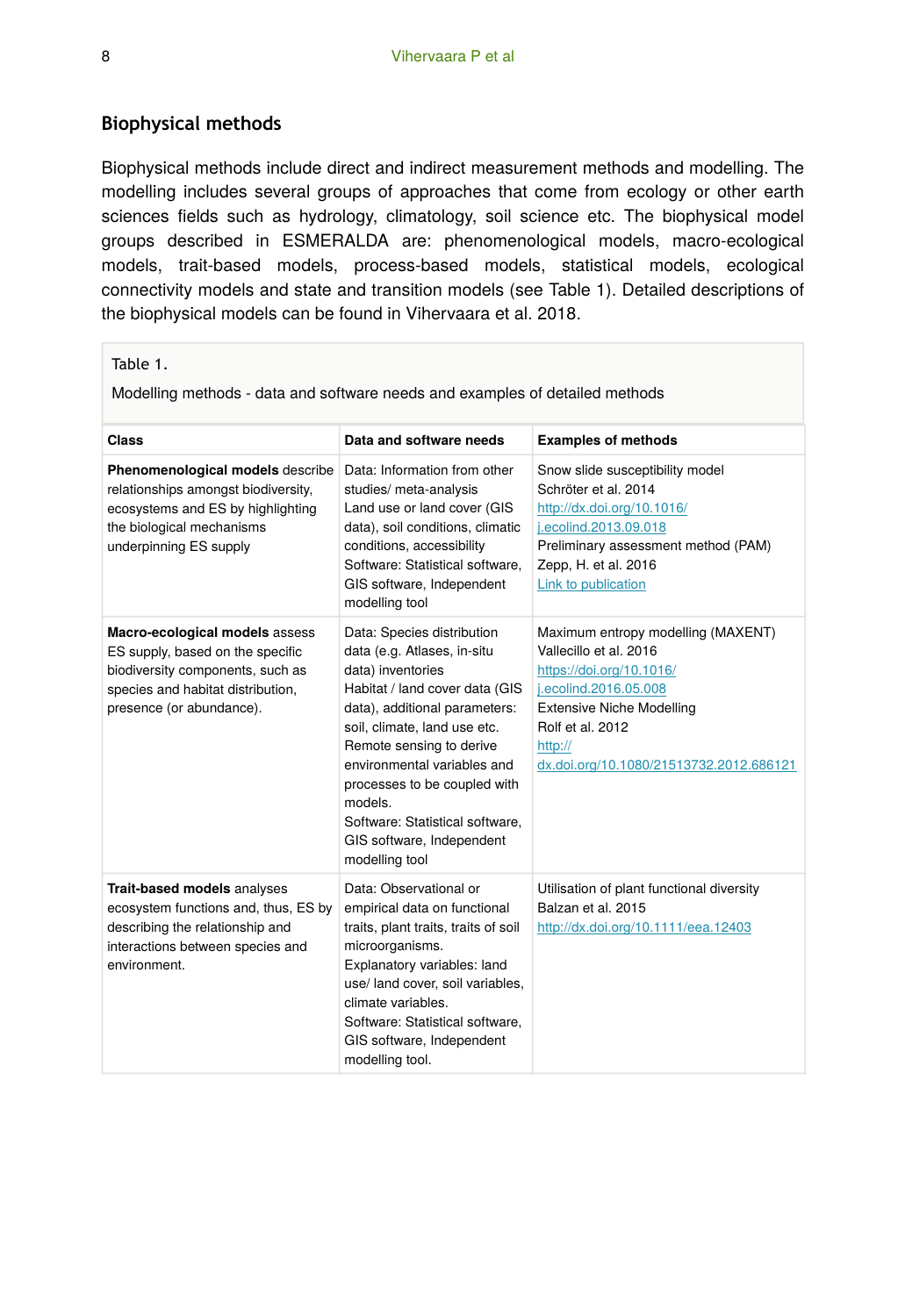## Biophysical methods

Biophysical methods include direct and indirect measurement methods and modelling. The modelling includes several groups of approaches that come from ecology or other earth sciences fields such as hydrology, climatology, soil science etc. The biophysical model groups described in ESMERALDA are: phenomenological models, macro-ecological models, trait-based models, process-based models, statistical models, ecological connectivity models and state and transition models (see Table 1). Detailed descriptions of the biophysical models can be found in Vihervaara et al. 2018.

Table 1.

Modelling methods - data and software needs and examples of detailed methods

| Class | Data and software needs | Examples of methods |
| --- | --- | --- |
| **Phenomenological models** describe relationships amongst biodiversity, ecosystems and ES by highlighting the biological mechanisms underpinning ES supply | Data: Information from other studies/ meta-analysis<br>Land use or land cover (GIS data), soil conditions, climatic conditions, accessibility<br>Software: Statistical software, GIS software, Independent modelling tool | Snow slide susceptibility model<br>Schröter et al. 2014<br>http://dx.doi.org/10.1016/j.ecolind.2013.09.018<br>Preliminary assessment method (PAM)<br>Zepp, H. et al. 2016<br>Link to publication |
| **Macro-ecological models** assess ES supply, based on the specific biodiversity components, such as species and habitat distribution, presence (or abundance). | Data: Species distribution data (e.g. Atlases, in-situ data) inventories<br>Habitat / land cover data (GIS data), additional parameters: soil, climate, land use etc.<br>Remote sensing to derive environmental variables and processes to be coupled with models.<br>Software: Statistical software, GIS software, Independent modelling tool | Maximum entropy modelling (MAXENT)<br>Vallecillo et al. 2016<br>https://doi.org/10.1016/j.ecolind.2016.05.008<br>Extensive Niche Modelling<br>Rolf et al. 2012<br>http://dx.doi.org/10.1080/21513732.2012.686121 |
| **Trait-based models** analyses ecosystem functions and, thus, ES by describing the relationship and interactions between species and environment. | Data: Observational or empirical data on functional traits, plant traits, traits of soil microorganisms.<br>Explanatory variables: land use/ land cover, soil variables, climate variables.<br>Software: Statistical software, GIS software, Independent modelling tool. | Utilisation of plant functional diversity<br>Balzan et al. 2015<br>http://dx.doi.org/10.1111/eea.12403 |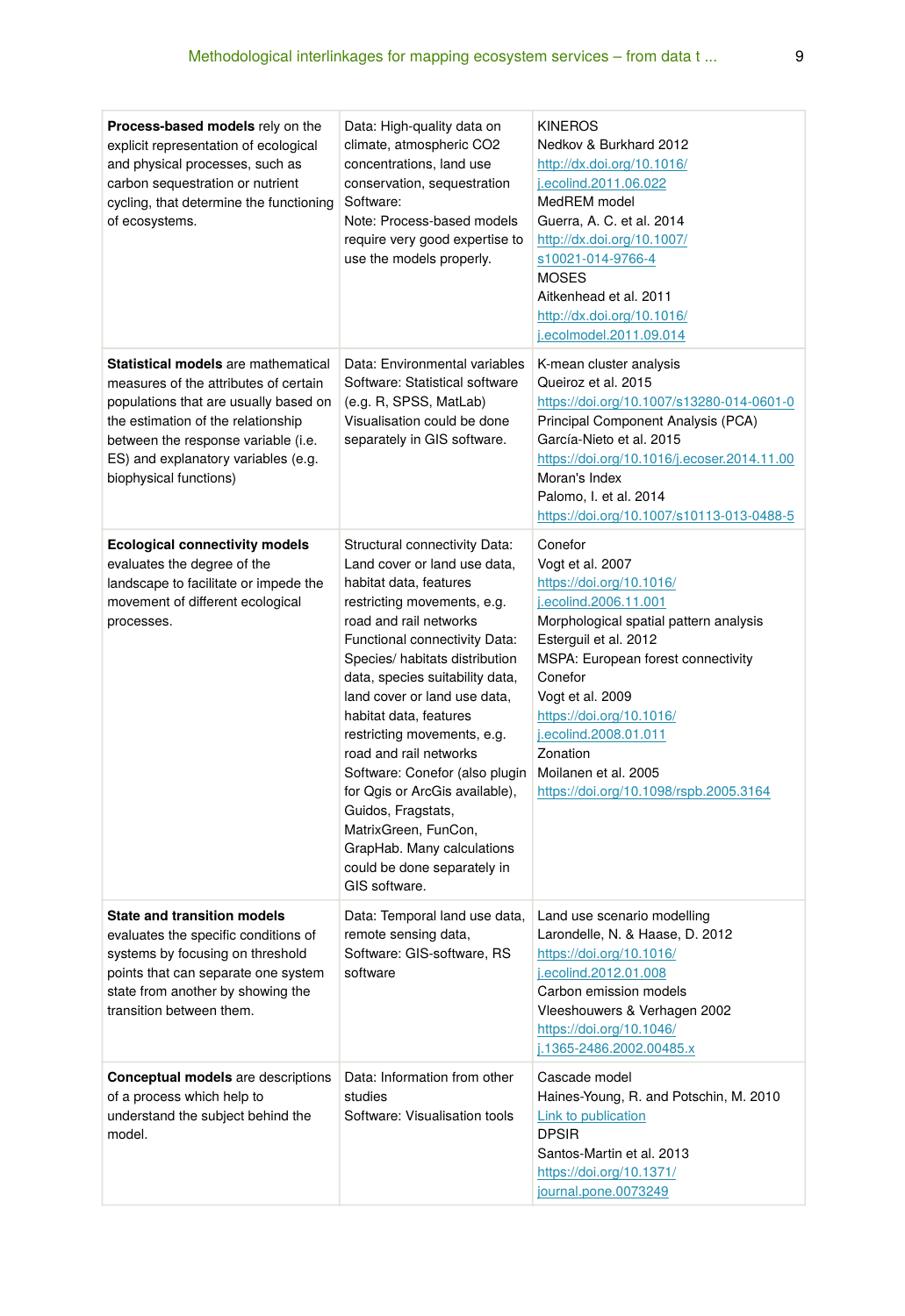| | | |
|---|---|---|
| **Process-based models** rely on the explicit representation of ecological and physical processes, such as carbon sequestration or nutrient cycling, that determine the functioning of ecosystems. | Data: High-quality data on climate, atmospheric CO2 concentrations, land use conservation, sequestration<br>Software:<br>Note: Process-based models require very good expertise to use the models properly. | KINEROS<br>Nedkov & Burkhard 2012<br>[http://dx.doi.org/10.1016/j.ecolind.2011.06.022](http://dx.doi.org/10.1016/j.ecolind.2011.06.022)<br>MedREM model<br>Guerra, A. C. et al. 2014<br>[http://dx.doi.org/10.1007/s10021-014-9766-4](http://dx.doi.org/10.1007/s10021-014-9766-4)<br>MOSES<br>Aitkenhead et al. 2011<br>[http://dx.doi.org/10.1016/j.ecolmodel.2011.09.014](http://dx.doi.org/10.1016/j.ecolmodel.2011.09.014) |
| **Statistical models** are mathematical measures of the attributes of certain populations that are usually based on the estimation of the relationship between the response variable (i.e. ES) and explanatory variables (e.g. biophysical functions) | Data: Environmental variables<br>Software: Statistical software (e.g. R, SPSS, MatLab)<br>Visualisation could be done separately in GIS software. | K-mean cluster analysis<br>Queiroz et al. 2015<br>[https://doi.org/10.1007/s13280-014-0601-0](https://doi.org/10.1007/s13280-014-0601-0)<br>Principal Component Analysis (PCA)<br>García-Nieto et al. 2015<br>[https://doi.org/10.1016/j.ecoser.2014.11.00](https://doi.org/10.1016/j.ecoser.2014.11.00)<br>Moran's Index<br>Palomo, I. et al. 2014<br>[https://doi.org/10.1007/s10113-013-0488-5](https://doi.org/10.1007/s10113-013-0488-5) |
| **Ecological connectivity models** evaluates the degree of the landscape to facilitate or impede the movement of different ecological processes. | Structural connectivity Data: Land cover or land use data, habitat data, features restricting movements, e.g. road and rail networks<br>Functional connectivity Data: Species/ habitats distribution data, species suitability data, land cover or land use data, habitat data, features restricting movements, e.g. road and rail networks<br>Software: Conefor (also plugin for Qgis or ArcGis available), Guidos, Fragstats, MatrixGreen, FunCon, GraphHab. Many calculations could be done separately in GIS software. | Conefor<br>Vogt et al. 2007<br>[https://doi.org/10.1016/j.ecolind.2006.11.001](https://doi.org/10.1016/j.ecolind.2006.11.001)<br>Morphological spatial pattern analysis<br>Estergiul et al. 2012<br>MSPA: European forest connectivity<br>Conefor<br>Vogt et al. 2009<br>[https://doi.org/10.1016/j.ecolind.2008.01.011](https://doi.org/10.1016/j.ecolind.2008.01.011)<br>Zonation<br>Moilanen et al. 2005<br>[https://doi.org/10.1098/rspb.2005.3164](https://doi.org/10.1098/rspb.2005.3164) |
| **State and transition models** evaluates the specific conditions of systems by focusing on threshold points that can separate one system state from another by showing the transition between them. | Data: Temporal land use data, remote sensing data,<br>Software: GIS-software, RS software | Land use scenario modelling<br>Larondelle, N. & Haase, D. 2012<br>[https://doi.org/10.1016/j.ecolind.2012.01.008](https://doi.org/10.1016/j.ecolind.2012.01.008)<br>Carbon emission models<br>Vleeshouwers & Verhagen 2002<br>[https://doi.org/10.1046/j.1365-2486.2002.00485.x](https://doi.org/10.1046/j.1365-2486.2002.00485.x) |
| **Conceptual models** are descriptions of a process which help to understand the subject behind the model. | Data: Information from other studies<br>Software: Visualisation tools | Cascade model<br>Haines-Young, R. and Potschin, M. 2010<br>Link to publication<br>DPSIR<br>Santos-Martin et al. 2013<br>[https://doi.org/10.1371/journal.pone.0073249](https://doi.org/10.1371/journal.pone.0073249) |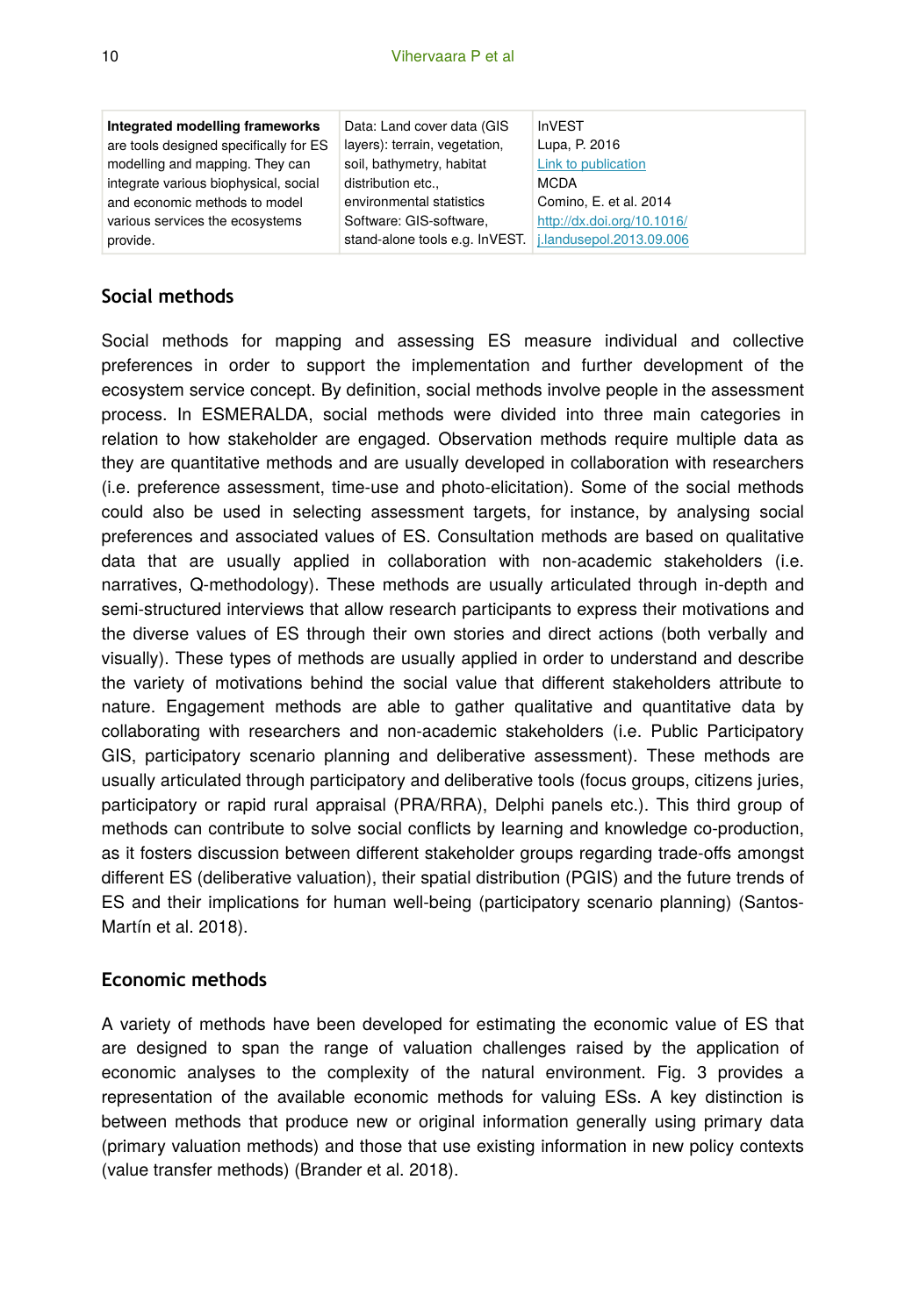| **Integrated modelling frameworks** are tools designed specifically for ES modelling and mapping. They can integrate various biophysical, social and economic methods to model various services the ecosystems provide. | Data: Land cover data (GIS layers): terrain, vegetation, soil, bathymetry, habitat distribution etc., environmental statistics Software: GIS-software, stand-alone tools e.g. InVEST. | InVEST Lupa, P. 2016 [Link to publication](#) MCDA Comino, E. et al. 2014 [http://dx.doi.org/10.1016/j.landusepol.2013.09.006](http://dx.doi.org/10.1016/j.landusepol.2013.09.006) |
|---|---|---|

## Social methods

Social methods for mapping and assessing ES measure individual and collective preferences in order to support the implementation and further development of the ecosystem service concept. By definition, social methods involve people in the assessment process. In ESMERALDA, social methods were divided into three main categories in relation to how stakeholder are engaged. Observation methods require multiple data as they are quantitative methods and are usually developed in collaboration with researchers (i.e. preference assessment, time-use and photo-elicitation). Some of the social methods could also be used in selecting assessment targets, for instance, by analysing social preferences and associated values of ES. Consultation methods are based on qualitative data that are usually applied in collaboration with non-academic stakeholders (i.e. narratives, Q-methodology). These methods are usually articulated through in-depth and semi-structured interviews that allow research participants to express their motivations and the diverse values of ES through their own stories and direct actions (both verbally and visually). These types of methods are usually applied in order to understand and describe the variety of motivations behind the social value that different stakeholders attribute to nature. Engagement methods are able to gather qualitative and quantitative data by collaborating with researchers and non-academic stakeholders (i.e. Public Participatory GIS, participatory scenario planning and deliberative assessment). These methods are usually articulated through participatory and deliberative tools (focus groups, citizens juries, participatory or rapid rural appraisal (PRA/RRA), Delphi panels etc.). This third group of methods can contribute to solve social conflicts by learning and knowledge co-production, as it fosters discussion between different stakeholder groups regarding trade-offs amongst different ES (deliberative valuation), their spatial distribution (PGIS) and the future trends of ES and their implications for human well-being (participatory scenario planning) (Santos-Martín et al. 2018).

## Economic methods

A variety of methods have been developed for estimating the economic value of ES that are designed to span the range of valuation challenges raised by the application of economic analyses to the complexity of the natural environment. Fig. 3 provides a representation of the available economic methods for valuing ESs. A key distinction is between methods that produce new or original information generally using primary data (primary valuation methods) and those that use existing information in new policy contexts (value transfer methods) (Brander et al. 2018).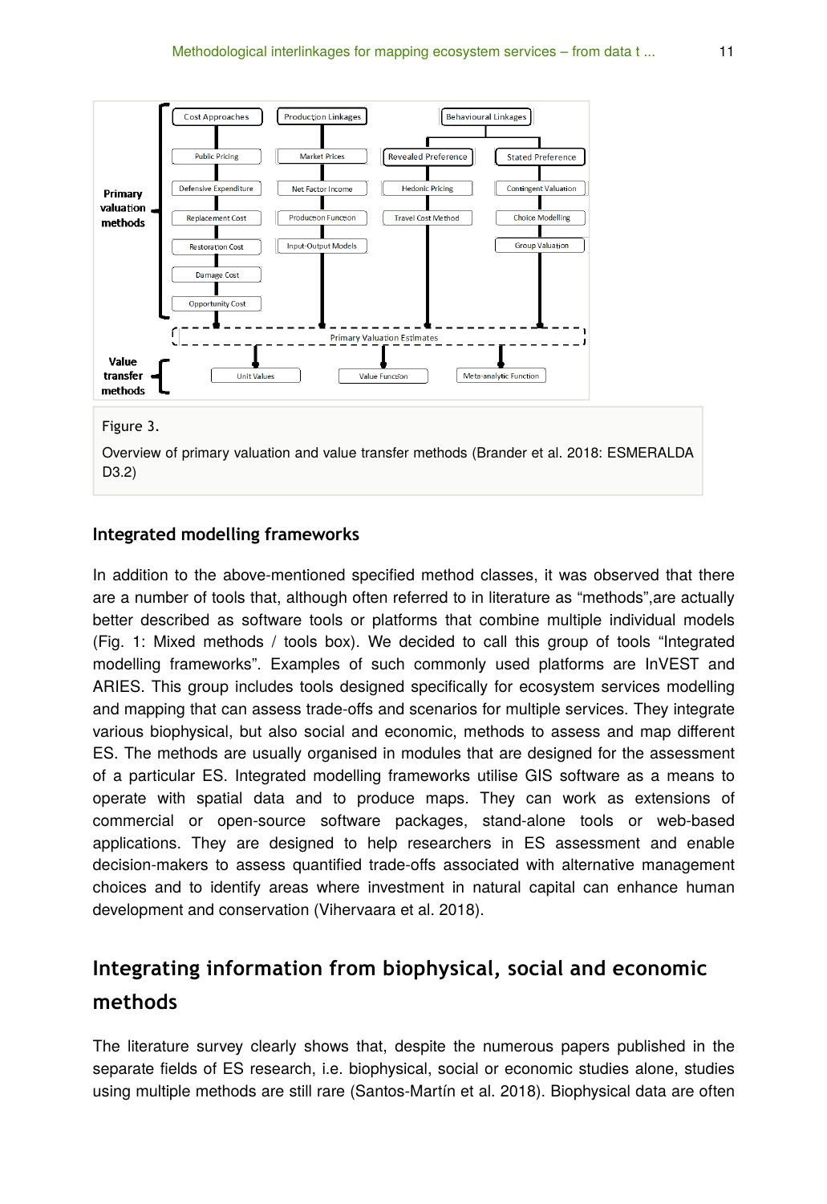Figure 3.

Overview of primary valuation and value transfer methods (Brander et al. 2018: ESMERALDA D3.2)

### Integrated modelling frameworks

In addition to the above-mentioned specified method classes, it was observed that there are a number of tools that, although often referred to in literature as "methods",are actually better described as software tools or platforms that combine multiple individual models (Fig. 1: Mixed methods / tools box). We decided to call this group of tools "Integrated modelling frameworks". Examples of such commonly used platforms are InVEST and ARIES. This group includes tools designed specifically for ecosystem services modelling and mapping that can assess trade-offs and scenarios for multiple services. They integrate various biophysical, but also social and economic, methods to assess and map different ES. The methods are usually organised in modules that are designed for the assessment of a particular ES. Integrated modelling frameworks utilise GIS software as a means to operate with spatial data and to produce maps. They can work as extensions of commercial or open-source software packages, stand-alone tools or web-based applications. They are designed to help researchers in ES assessment and enable decision-makers to assess quantified trade-offs associated with alternative management choices and to identify areas where investment in natural capital can enhance human development and conservation (Vihervaara et al. 2018).

## Integrating information from biophysical, social and economic methods

The literature survey clearly shows that, despite the numerous papers published in the separate fields of ES research, i.e. biophysical, social or economic studies alone, studies using multiple methods are still rare (Santos-Martín et al. 2018). Biophysical data are often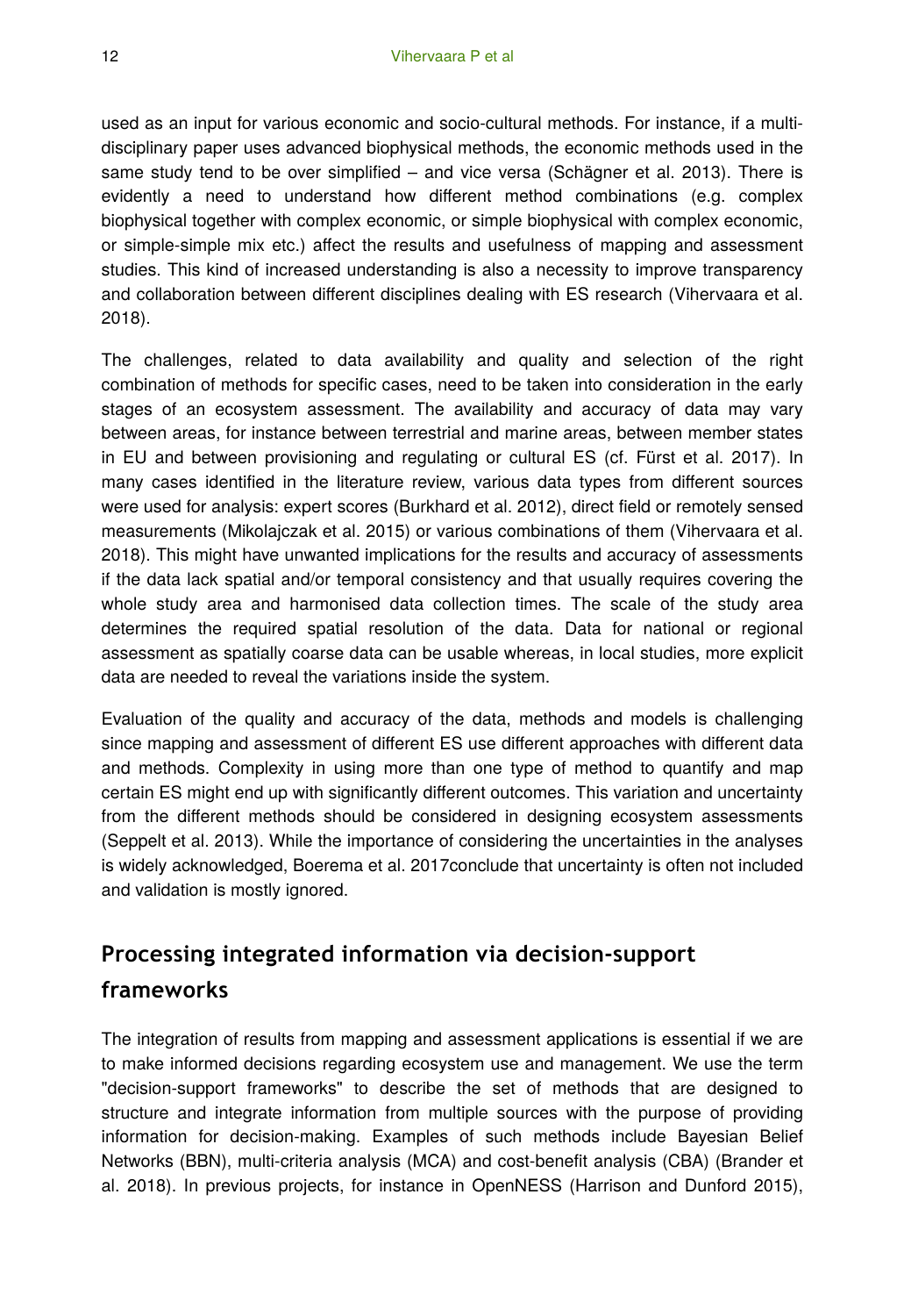used as an input for various economic and socio-cultural methods. For instance, if a multi-disciplinary paper uses advanced biophysical methods, the economic methods used in the same study tend to be over simplified – and vice versa (Schägner et al. 2013). There is evidently a need to understand how different method combinations (e.g. complex biophysical together with complex economic, or simple biophysical with complex economic, or simple-simple mix etc.) affect the results and usefulness of mapping and assessment studies. This kind of increased understanding is also a necessity to improve transparency and collaboration between different disciplines dealing with ES research (Vihervaara et al. 2018).

The challenges, related to data availability and quality and selection of the right combination of methods for specific cases, need to be taken into consideration in the early stages of an ecosystem assessment. The availability and accuracy of data may vary between areas, for instance between terrestrial and marine areas, between member states in EU and between provisioning and regulating or cultural ES (cf. Fürst et al. 2017). In many cases identified in the literature review, various data types from different sources were used for analysis: expert scores (Burkhard et al. 2012), direct field or remotely sensed measurements (Mikolajczak et al. 2015) or various combinations of them (Vihervaara et al. 2018). This might have unwanted implications for the results and accuracy of assessments if the data lack spatial and/or temporal consistency and that usually requires covering the whole study area and harmonised data collection times. The scale of the study area determines the required spatial resolution of the data. Data for national or regional assessment as spatially coarse data can be usable whereas, in local studies, more explicit data are needed to reveal the variations inside the system.

Evaluation of the quality and accuracy of the data, methods and models is challenging since mapping and assessment of different ES use different approaches with different data and methods. Complexity in using more than one type of method to quantify and map certain ES might end up with significantly different outcomes. This variation and uncertainty from the different methods should be considered in designing ecosystem assessments (Seppelt et al. 2013). While the importance of considering the uncertainties in the analyses is widely acknowledged, Boerema et al. 2017conclude that uncertainty is often not included and validation is mostly ignored.

## Processing integrated information via decision-support frameworks

The integration of results from mapping and assessment applications is essential if we are to make informed decisions regarding ecosystem use and management. We use the term "decision-support frameworks" to describe the set of methods that are designed to structure and integrate information from multiple sources with the purpose of providing information for decision-making. Examples of such methods include Bayesian Belief Networks (BBN), multi-criteria analysis (MCA) and cost-benefit analysis (CBA) (Brander et al. 2018). In previous projects, for instance in OpenNESS (Harrison and Dunford 2015),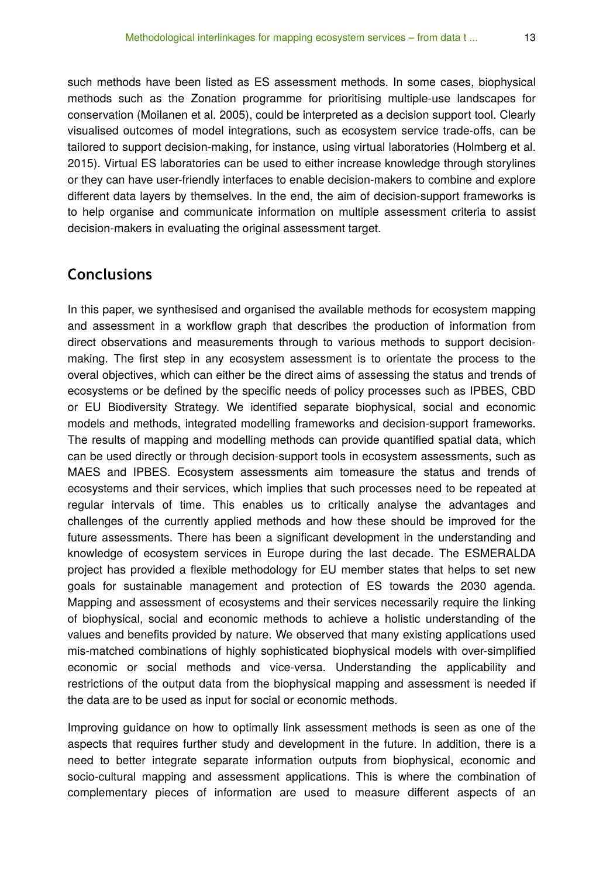such methods have been listed as ES assessment methods. In some cases, biophysical methods such as the Zonation programme for prioritising multiple-use landscapes for conservation (Moilanen et al. 2005), could be interpreted as a decision support tool. Clearly visualised outcomes of model integrations, such as ecosystem service trade-offs, can be tailored to support decision-making, for instance, using virtual laboratories (Holmberg et al. 2015). Virtual ES laboratories can be used to either increase knowledge through storylines or they can have user-friendly interfaces to enable decision-makers to combine and explore different data layers by themselves. In the end, the aim of decision-support frameworks is to help organise and communicate information on multiple assessment criteria to assist decision-makers in evaluating the original assessment target.

## Conclusions

In this paper, we synthesised and organised the available methods for ecosystem mapping and assessment in a workflow graph that describes the production of information from direct observations and measurements through to various methods to support decision-making. The first step in any ecosystem assessment is to orientate the process to the overal objectives, which can either be the direct aims of assessing the status and trends of ecosystems or be defined by the specific needs of policy processes such as IPBES, CBD or EU Biodiversity Strategy. We identified separate biophysical, social and economic models and methods, integrated modelling frameworks and decision-support frameworks. The results of mapping and modelling methods can provide quantified spatial data, which can be used directly or through decision-support tools in ecosystem assessments, such as MAES and IPBES. Ecosystem assessments aim tomeasure the status and trends of ecosystems and their services, which implies that such processes need to be repeated at regular intervals of time. This enables us to critically analyse the advantages and challenges of the currently applied methods and how these should be improved for the future assessments. There has been a significant development in the understanding and knowledge of ecosystem services in Europe during the last decade. The ESMERALDA project has provided a flexible methodology for EU member states that helps to set new goals for sustainable management and protection of ES towards the 2030 agenda. Mapping and assessment of ecosystems and their services necessarily require the linking of biophysical, social and economic methods to achieve a holistic understanding of the values and benefits provided by nature. We observed that many existing applications used mis-matched combinations of highly sophisticated biophysical models with over-simplified economic or social methods and vice-versa. Understanding the applicability and restrictions of the output data from the biophysical mapping and assessment is needed if the data are to be used as input for social or economic methods.

Improving guidance on how to optimally link assessment methods is seen as one of the aspects that requires further study and development in the future. In addition, there is a need to better integrate separate information outputs from biophysical, economic and socio-cultural mapping and assessment applications. This is where the combination of complementary pieces of information are used to measure different aspects of an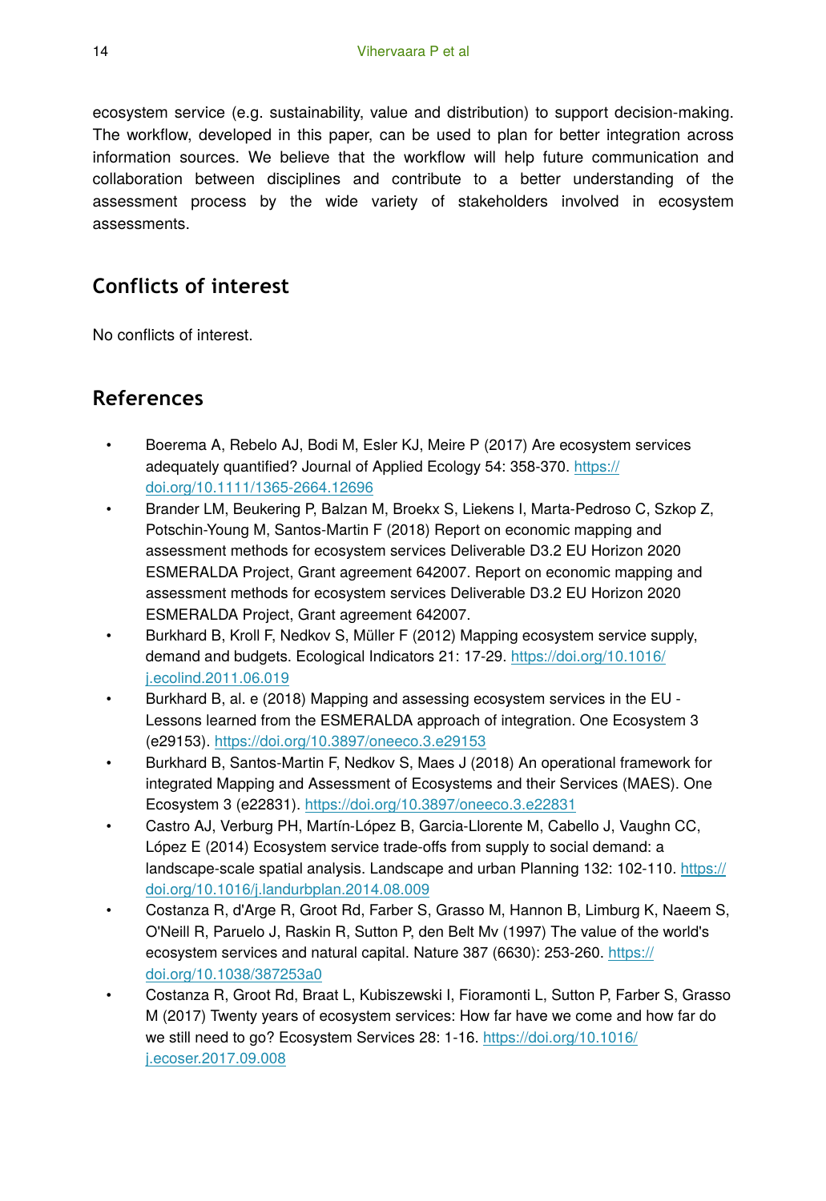ecosystem service (e.g. sustainability, value and distribution) to support decision-making. The workflow, developed in this paper, can be used to plan for better integration across information sources. We believe that the workflow will help future communication and collaboration between disciplines and contribute to a better understanding of the assessment process by the wide variety of stakeholders involved in ecosystem assessments.

## Conflicts of interest

No conflicts of interest.

## References

- Boerema A, Rebelo AJ, Bodi M, Esler KJ, Meire P (2017) Are ecosystem services adequately quantified? Journal of Applied Ecology 54: 358‑370. https://doi.org/10.1111/1365-2664.12696
- Brander LM, Beukering P, Balzan M, Broekx S, Liekens I, Marta-Pedroso C, Szkop Z, Potschin-Young M, Santos-Martin F (2018) Report on economic mapping and assessment methods for ecosystem services Deliverable D3.2 EU Horizon 2020 ESMERALDA Project, Grant agreement 642007. Report on economic mapping and assessment methods for ecosystem services Deliverable D3.2 EU Horizon 2020 ESMERALDA Project, Grant agreement 642007.
- Burkhard B, Kroll F, Nedkov S, Müller F (2012) Mapping ecosystem service supply, demand and budgets. Ecological Indicators 21: 17‑29. https://doi.org/10.1016/j.ecolind.2011.06.019
- Burkhard B, al. e (2018) Mapping and assessing ecosystem services in the EU - Lessons learned from the ESMERALDA approach of integration. One Ecosystem 3 (e29153). https://doi.org/10.3897/oneeco.3.e29153
- Burkhard B, Santos-Martin F, Nedkov S, Maes J (2018) An operational framework for integrated Mapping and Assessment of Ecosystems and their Services (MAES). One Ecosystem 3 (e22831). https://doi.org/10.3897/oneeco.3.e22831
- Castro AJ, Verburg PH, Martín-López B, Garcia-Llorente M, Cabello J, Vaughn CC, López E (2014) Ecosystem service trade-offs from supply to social demand: a landscape-scale spatial analysis. Landscape and urban Planning 132: 102‑110. https://doi.org/10.1016/j.landurbplan.2014.08.009
- Costanza R, d'Arge R, Groot Rd, Farber S, Grasso M, Hannon B, Limburg K, Naeem S, O'Neill R, Paruelo J, Raskin R, Sutton P, den Belt Mv (1997) The value of the world's ecosystem services and natural capital. Nature 387 (6630): 253‑260. https://doi.org/10.1038/387253a0
- Costanza R, Groot Rd, Braat L, Kubiszewski I, Fioramonti L, Sutton P, Farber S, Grasso M (2017) Twenty years of ecosystem services: How far have we come and how far do we still need to go? Ecosystem Services 28: 1‑16. https://doi.org/10.1016/j.ecoser.2017.09.008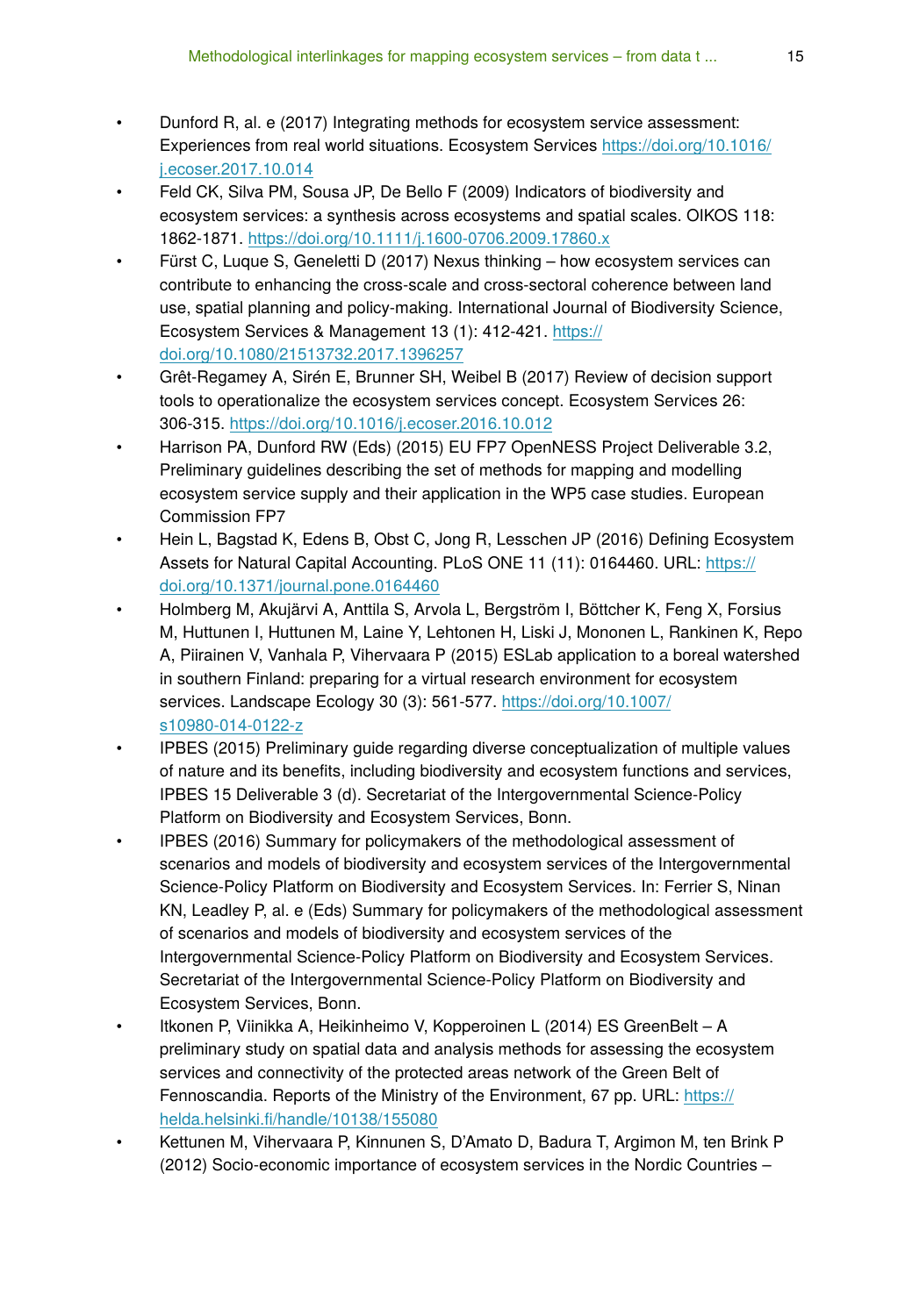- Dunford R, al. e (2017) Integrating methods for ecosystem service assessment: Experiences from real world situations. Ecosystem Services https://doi.org/10.1016/j.ecoser.2017.10.014
- Feld CK, Silva PM, Sousa JP, De Bello F (2009) Indicators of biodiversity and ecosystem services: a synthesis across ecosystems and spatial scales. OIKOS 118: 1862-1871. https://doi.org/10.1111/j.1600-0706.2009.17860.x
- Fürst C, Luque S, Geneletti D (2017) Nexus thinking – how ecosystem services can contribute to enhancing the cross-scale and cross-sectoral coherence between land use, spatial planning and policy-making. International Journal of Biodiversity Science, Ecosystem Services & Management 13 (1): 412-421. https://doi.org/10.1080/21513732.2017.1396257
- Grêt-Regamey A, Sirén E, Brunner SH, Weibel B (2017) Review of decision support tools to operationalize the ecosystem services concept. Ecosystem Services 26: 306-315. https://doi.org/10.1016/j.ecoser.2016.10.012
- Harrison PA, Dunford RW (Eds) (2015) EU FP7 OpenNESS Project Deliverable 3.2, Preliminary guidelines describing the set of methods for mapping and modelling ecosystem service supply and their application in the WP5 case studies. European Commission FP7
- Hein L, Bagstad K, Edens B, Obst C, Jong R, Lesschen JP (2016) Defining Ecosystem Assets for Natural Capital Accounting. PLoS ONE 11 (11): 0164460. URL: https://doi.org/10.1371/journal.pone.0164460
- Holmberg M, Akujärvi A, Anttila S, Arvola L, Bergström I, Böttcher K, Feng X, Forsius M, Huttunen I, Huttunen M, Laine Y, Lehtonen H, Liski J, Mononen L, Rankinen K, Repo A, Piirainen V, Vanhala P, Vihervaara P (2015) ESLab application to a boreal watershed in southern Finland: preparing for a virtual research environment for ecosystem services. Landscape Ecology 30 (3): 561-577. https://doi.org/10.1007/s10980-014-0122-z
- IPBES (2015) Preliminary guide regarding diverse conceptualization of multiple values of nature and its benefits, including biodiversity and ecosystem functions and services, IPBES 15 Deliverable 3 (d). Secretariat of the Intergovernmental Science-Policy Platform on Biodiversity and Ecosystem Services, Bonn.
- IPBES (2016) Summary for policymakers of the methodological assessment of scenarios and models of biodiversity and ecosystem services of the Intergovernmental Science-Policy Platform on Biodiversity and Ecosystem Services. In: Ferrier S, Ninan KN, Leadley P, al. e (Eds) Summary for policymakers of the methodological assessment of scenarios and models of biodiversity and ecosystem services of the Intergovernmental Science-Policy Platform on Biodiversity and Ecosystem Services. Secretariat of the Intergovernmental Science-Policy Platform on Biodiversity and Ecosystem Services, Bonn.
- Itkonen P, Viinikka A, Heikinheimo V, Kopperoinen L (2014) ES GreenBelt – A preliminary study on spatial data and analysis methods for assessing the ecosystem services and connectivity of the protected areas network of the Green Belt of Fennoscandia. Reports of the Ministry of the Environment, 67 pp. URL: https://helda.helsinki.fi/handle/10138/155080
- Kettunen M, Vihervaara P, Kinnunen S, D'Amato D, Badura T, Argimon M, ten Brink P (2012) Socio-economic importance of ecosystem services in the Nordic Countries –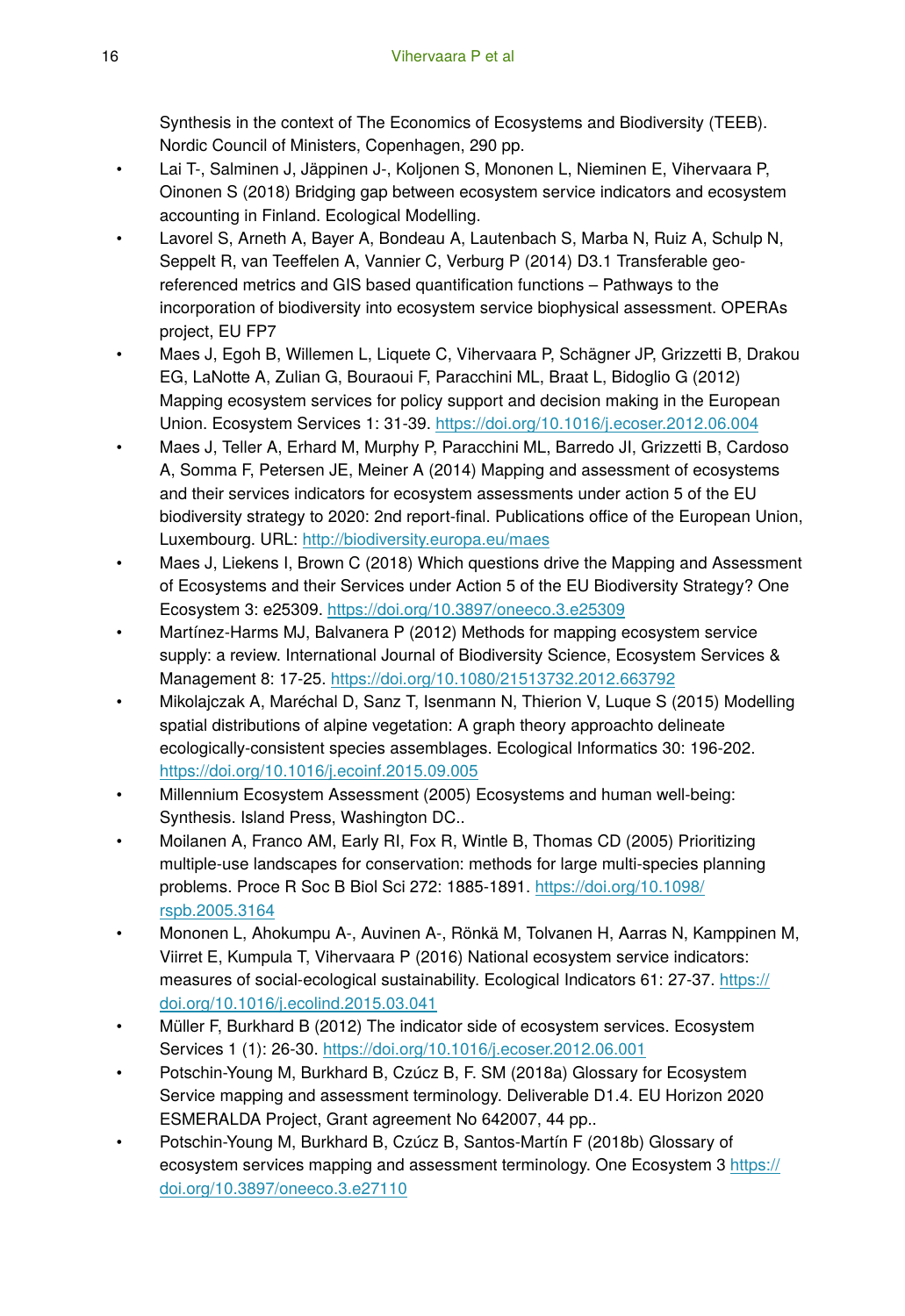Synthesis in the context of The Economics of Ecosystems and Biodiversity (TEEB). Nordic Council of Ministers, Copenhagen, 290 pp.

- Lai T-, Salminen J, Jäppinen J-, Koljonen S, Mononen L, Nieminen E, Vihervaara P, Oinonen S (2018) Bridging gap between ecosystem service indicators and ecosystem accounting in Finland. Ecological Modelling.
- Lavorel S, Arneth A, Bayer A, Bondeau A, Lautenbach S, Marba N, Ruiz A, Schulp N, Seppelt R, van Teeffelen A, Vannier C, Verburg P (2014) D3.1 Transferable geo-referenced metrics and GIS based quantification functions – Pathways to the incorporation of biodiversity into ecosystem service biophysical assessment. OPERAs project, EU FP7
- Maes J, Egoh B, Willemen L, Liquete C, Vihervaara P, Schägner JP, Grizzetti B, Drakou EG, LaNotte A, Zulian G, Bouraoui F, Paracchini ML, Braat L, Bidoglio G (2012) Mapping ecosystem services for policy support and decision making in the European Union. Ecosystem Services 1: 31-39. https://doi.org/10.1016/j.ecoser.2012.06.004
- Maes J, Teller A, Erhard M, Murphy P, Paracchini ML, Barredo JI, Grizzetti B, Cardoso A, Somma F, Petersen JE, Meiner A (2014) Mapping and assessment of ecosystems and their services indicators for ecosystem assessments under action 5 of the EU biodiversity strategy to 2020: 2nd report-final. Publications office of the European Union, Luxembourg. URL: http://biodiversity.europa.eu/maes
- Maes J, Liekens I, Brown C (2018) Which questions drive the Mapping and Assessment of Ecosystems and their Services under Action 5 of the EU Biodiversity Strategy? One Ecosystem 3: e25309. https://doi.org/10.3897/oneeco.3.e25309
- Martínez-Harms MJ, Balvanera P (2012) Methods for mapping ecosystem service supply: a review. International Journal of Biodiversity Science, Ecosystem Services & Management 8: 17-25. https://doi.org/10.1080/21513732.2012.663792
- Mikolajczak A, Maréchal D, Sanz T, Isenmann N, Thierion V, Luque S (2015) Modelling spatial distributions of alpine vegetation: A graph theory approachto delineate ecologically-consistent species assemblages. Ecological Informatics 30: 196-202. https://doi.org/10.1016/j.ecoinf.2015.09.005
- Millennium Ecosystem Assessment (2005) Ecosystems and human well-being: Synthesis. Island Press, Washington DC..
- Moilanen A, Franco AM, Early RI, Fox R, Wintle B, Thomas CD (2005) Prioritizing multiple-use landscapes for conservation: methods for large multi-species planning problems. Proce R Soc B Biol Sci 272: 1885-1891. https://doi.org/10.1098/rspb.2005.3164
- Mononen L, Ahokumpu A-, Auvinen A-, Rönkä M, Tolvanen H, Aarras N, Kamppinen M, Viirret E, Kumpula T, Vihervaara P (2016) National ecosystem service indicators: measures of social-ecological sustainability. Ecological Indicators 61: 27-37. https://doi.org/10.1016/j.ecolind.2015.03.041
- Müller F, Burkhard B (2012) The indicator side of ecosystem services. Ecosystem Services 1 (1): 26-30. https://doi.org/10.1016/j.ecoser.2012.06.001
- Potschin-Young M, Burkhard B, Czúcz B, F. SM (2018a) Glossary for Ecosystem Service mapping and assessment terminology. Deliverable D1.4. EU Horizon 2020 ESMERALDA Project, Grant agreement No 642007, 44 pp..
- Potschin-Young M, Burkhard B, Czúcz B, Santos-Martín F (2018b) Glossary of ecosystem services mapping and assessment terminology. One Ecosystem 3 https://doi.org/10.3897/oneeco.3.e27110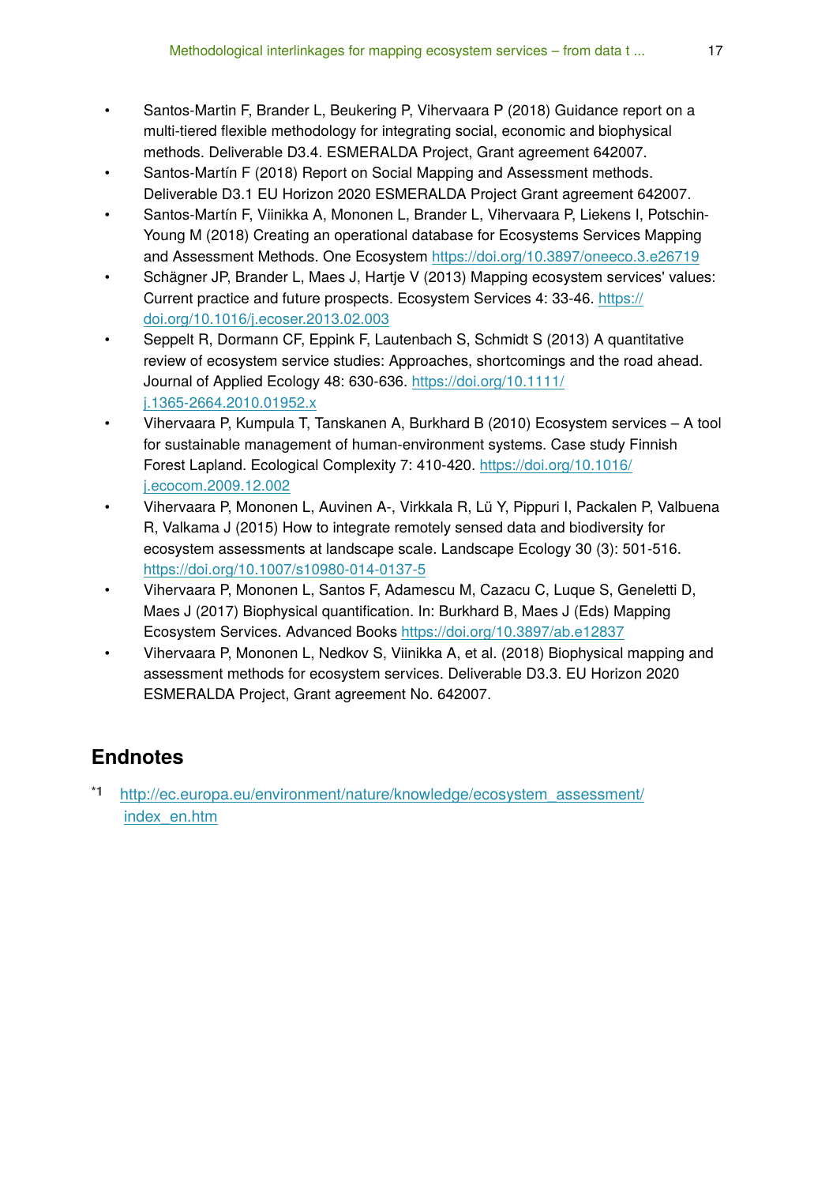- Santos-Martin F, Brander L, Beukering P, Vihervaara P (2018) Guidance report on a multi-tiered flexible methodology for integrating social, economic and biophysical methods. Deliverable D3.4. ESMERALDA Project, Grant agreement 642007.
- Santos-Martín F (2018) Report on Social Mapping and Assessment methods. Deliverable D3.1 EU Horizon 2020 ESMERALDA Project Grant agreement 642007.
- Santos-Martín F, Viinikka A, Mononen L, Brander L, Vihervaara P, Liekens I, Potschin-Young M (2018) Creating an operational database for Ecosystems Services Mapping and Assessment Methods. One Ecosystem https://doi.org/10.3897/oneeco.3.e26719
- Schägner JP, Brander L, Maes J, Hartje V (2013) Mapping ecosystem services' values: Current practice and future prospects. Ecosystem Services 4: 33-46. https://doi.org/10.1016/j.ecoser.2013.02.003
- Seppelt R, Dormann CF, Eppink F, Lautenbach S, Schmidt S (2013) A quantitative review of ecosystem service studies: Approaches, shortcomings and the road ahead. Journal of Applied Ecology 48: 630-636. https://doi.org/10.1111/j.1365-2664.2010.01952.x
- Vihervaara P, Kumpula T, Tanskanen A, Burkhard B (2010) Ecosystem services – A tool for sustainable management of human-environment systems. Case study Finnish Forest Lapland. Ecological Complexity 7: 410-420. https://doi.org/10.1016/j.ecocom.2009.12.002
- Vihervaara P, Mononen L, Auvinen A-, Virkkala R, Lü Y, Pippuri I, Packalen P, Valbuena R, Valkama J (2015) How to integrate remotely sensed data and biodiversity for ecosystem assessments at landscape scale. Landscape Ecology 30 (3): 501-516. https://doi.org/10.1007/s10980-014-0137-5
- Vihervaara P, Mononen L, Santos F, Adamescu M, Cazacu C, Luque S, Geneletti D, Maes J (2017) Biophysical quantification. In: Burkhard B, Maes J (Eds) Mapping Ecosystem Services. Advanced Books https://doi.org/10.3897/ab.e12837
- Vihervaara P, Mononen L, Nedkov S, Viinikka A, et al. (2018) Biophysical mapping and assessment methods for ecosystem services. Deliverable D3.3. EU Horizon 2020 ESMERALDA Project, Grant agreement No. 642007.

## Endnotes

*1 http://ec.europa.eu/environment/nature/knowledge/ecosystem_assessment/index_en.htm